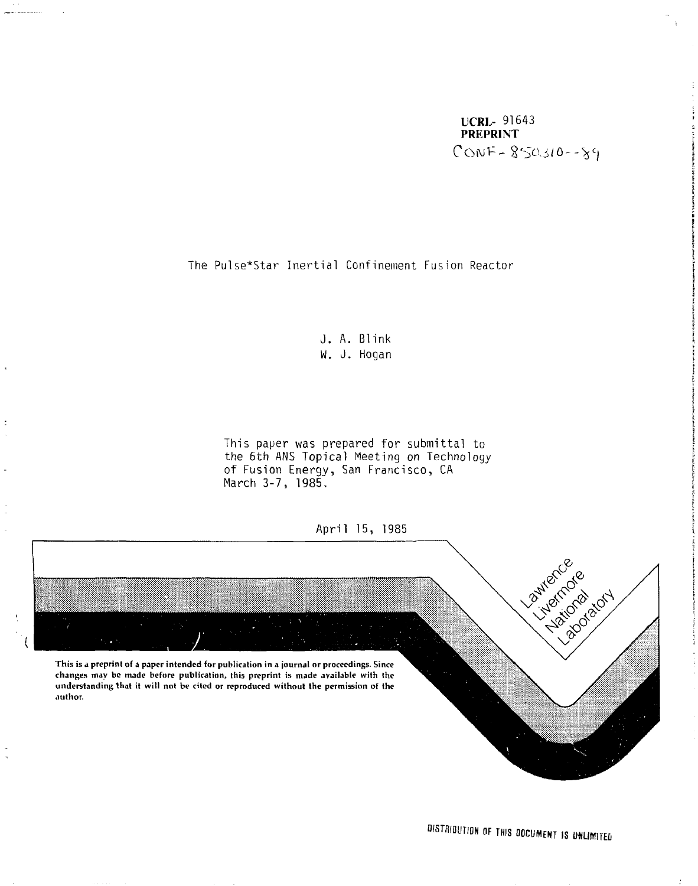UCRL- 91643
**PREPRINT**
CONF-850310--89

# The Pulse*Star Inertial Confinement Fusion Reactor

J. A. Blink
W. J. Hogan

This paper was prepared for submittal to the 6th ANS Topical Meeting on Technology of Fusion Energy, San Francisco, CA March 3-7, 1985.

April 15, 1985

Lawrence Livermore National Laboratory

**This is a preprint of a paper intended for publication in a journal or proceedings. Since changes may be made before publication, this preprint is made available with the understanding that it will not be cited or reproduced without the permission of the author.**

DISTRIBUTION OF THIS DOCUMENT IS UNLIMITED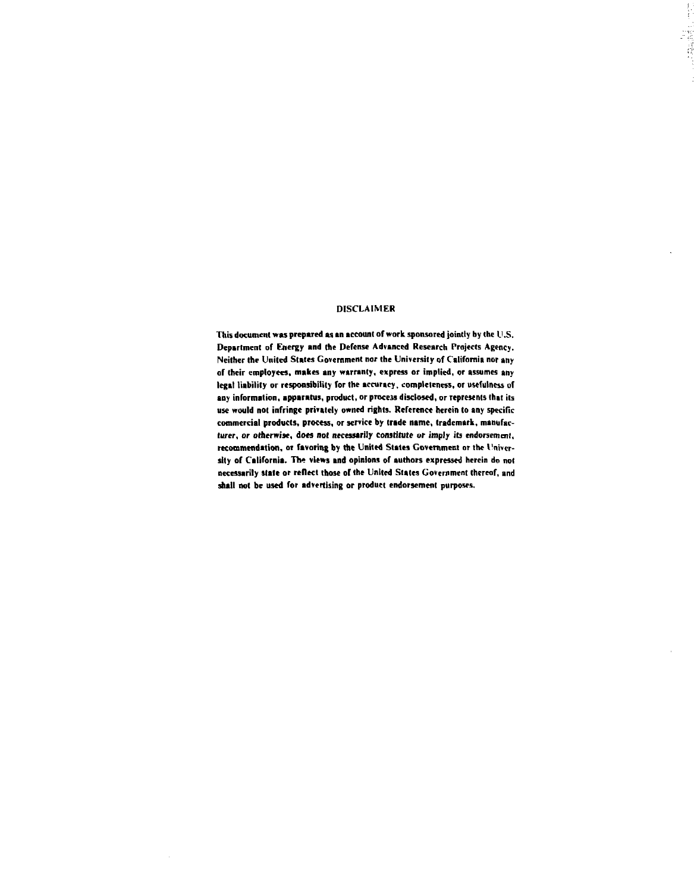## DISCLAIMER

This document was prepared as an account of work sponsored jointly by the U.S. Department of Energy and the Defense Advanced Research Projects Agency. Neither the United States Government nor the University of California nor any of their employees, makes any warranty, express or implied, or assumes any legal liability or responsibility for the accuracy, completeness, or usefulness of any information, apparatus, product, or process disclosed, or represents that its use would not infringe privately owned rights. Reference herein to any specific commercial products, process, or service by trade name, trademark, manufacturer, or otherwise, does not necessarily constitute or imply its endorsement, recommendation, or favoring by the United States Government or the University of California. The views and opinions of authors expressed herein do not necessarily state or reflect those of the United States Government thereof, and shall not be used for advertising or product endorsement purposes.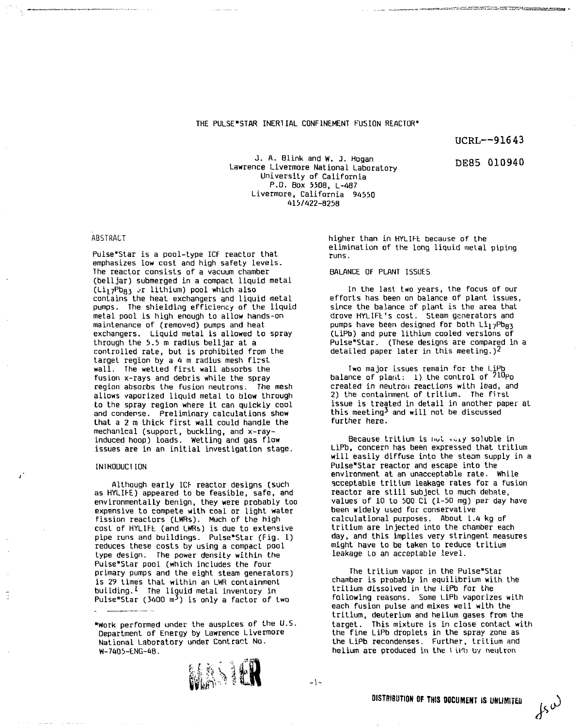# THE PULSE*STAR INERTIAL CONFINEMENT FUSION REACTOR*

UCRL--91643

DE85 010940

J. A. Blink and W. J. Hogan
Lawrence Livermore National Laboratory
University of California
P.O. Box 5508, L-487
Livermore, California 94550
415/422-8258

## ABSTRACT

Pulse*Star is a pool-type ICF reactor that emphasizes low cost and high safety levels. The reactor consists of a vacuum chamber (belljar) submerged in a compact liquid metal ($Li_{17}Pb_{83}$ or lithium) pool which also contains the heat exchangers and liquid metal pumps. The shielding efficiency of the liquid metal pool is high enough to allow hands-on maintenance of (removed) pumps and heat exchangers. Liquid metal is allowed to spray through the 5.5 m radius belljar at a controlled rate, but is prohibited from the target region by a 4 m radius mesh first wall. The wetted first wall absorbs the fusion x-rays and debris while the spray region absorbs the fusion neutrons. The mesh allows vaporized liquid metal to blow through to the spray region where it can quickly cool and condense. Preliminary calculations show that a 2 m thick first wall could handle the mechanical (support, buckling, and x-ray-induced hoop) loads. Wetting and gas flow issues are in an initial investigation stage.

## INTRODUCTION

Although early ICF reactor designs (such as HYLIFE) appeared to be feasible, safe, and environmentally benign, they were probably too expensive to compete with coal or light water fission reactors (LWRs). Much of the high cost of HYLIFE (and LWRs) is due to extensive pipe runs and buildings. Pulse*Star (Fig. 1) reduces these costs by using a compact pool type design. The power density within the Pulse*Star pool (which includes the four primary pumps and the eight steam generators) is 29 times that within an LWR containment building.[1] The liquid metal inventory in Pulse*Star (3400 $m^3$) is only a factor of two higher than in HYLIFE because of the elimination of the long liquid metal piping runs.

*Work performed under the auspices of the U.S. Department of Energy by Lawrence Livermore National Laboratory under Contract No. W-7405-ENG-48.

## BALANCE OF PLANT ISSUES

In the last two years, the focus of our efforts has been on balance of plant issues, since the balance of plant is the area that drove HYLIFE's cost. Steam generators and pumps have been designed for both $Li_{17}Pb_{83}$ (LiPb) and pure lithium cooled versions of Pulse*Star. (These designs are compared in a detailed paper later in this meeting.)[2]

Two major issues remain for the LiPb balance of plant: 1) the control of $^{210}Po$ created in neutron reactions with lead, and 2) the containment of tritium. The first issue is treated in detail in another paper at this meeting[3] and will not be discussed further here.

Because tritium is not very soluble in LiPb, concern has been expressed that tritium will easily diffuse into the steam supply in a Pulse*Star reactor and escape into the environment at an unacceptable rate. While acceptable tritium leakage rates for a fusion reactor are still subject to much debate, values of 10 to 500 Ci (1-50 mg) per day have been widely used for conservative calculational purposes. About 1.4 kg of tritium are injected into the chamber each day, and this implies very stringent measures might have to be taken to reduce tritium leakage to an acceptable level.

The tritium vapor in the Pulse*Star chamber is probably in equilibrium with the tritium dissolved in the LiPb for the following reasons. Some LiPb vaporizes with each fusion pulse and mixes well with the tritium, deuterium and helium gases from the target. This mixture is in close contact with the fine LiPb droplets in the spray zone as the LiPb recondenses. Further, tritium and helium are produced in the LiPb by neutron

MASTER

DISTRIBUTION OF THIS DOCUMENT IS UNLIMITED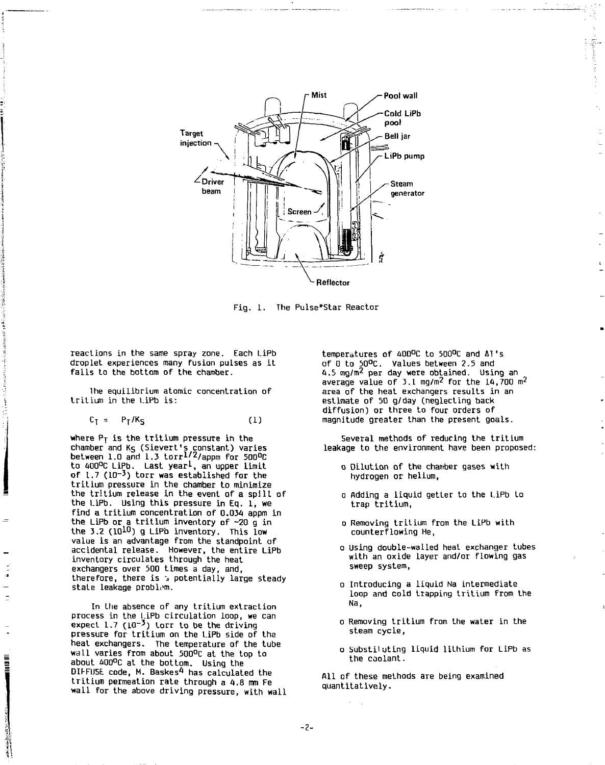Fig. 1. The Pulse*Star Reactor

reactions in the same spray zone. Each LiPb droplet experiences many fusion pulses as it falls to the bottom of the chamber.

The equilibrium atomic concentration of tritium in the LiPb is:

$$C_T = P_T/K_S \quad (1)$$

where $P_T$ is the tritium pressure in the chamber and $K_S$ (Sievert's constant) varies between 1.0 and 1.3 torr$^{1/2}$/appm for 500°C to 400°C LiPb. Last year[1], an upper limit of 1.7 ($10^{-3}$) torr was established for the tritium pressure in the chamber to minimize the tritium release in the event of a spill of the LiPb. Using this pressure in Eq. 1, we find a tritium concentration of 0.034 appm in the LiPb or a tritium inventory of ~20 g in the 3.2 ($10^{10}$) g LiPb inventory. This low value is an advantage from the standpoint of accidental release. However, the entire LiPb inventory circulates through the heat exchangers over 500 times a day, and, therefore, there is a potentially large steady state leakage problem.

In the absence of any tritium extraction process in the LiPb circulation loop, we can expect 1.7 ($10^{-3}$) torr to be the driving pressure for tritium on the LiPb side of the heat exchangers. The temperature of the tube wall varies from about 500°C at the top to about 400°C at the bottom. Using the DIFFUSE code, M. Baskes[4] has calculated the tritium permeation rate through a 4.8 mm Fe wall for the above driving pressure, with wall temperatures of 400°C to 500°C and $\Delta T$'s of 0 to 50°C. Values between 2.5 and 4.5 mg/m$^2$ per day were obtained. Using an average value of 3.1 mg/m$^2$ for the 14,700 m$^2$ area of the heat exchangers results in an estimate of 50 g/day (neglecting back diffusion) or three to four orders of magnitude greater than the present goals.

Several methods of reducing the tritium leakage to the environment have been proposed:

- Dilution of the chamber gases with hydrogen or helium,
- Adding a liquid getter to the LiPb to trap tritium,
- Removing tritium from the LiPb with counterflowing He,
- Using double-walled heat exchanger tubes with an oxide layer and/or flowing gas sweep system,
- Introducing a liquid Na intermediate loop and cold trapping tritium from the Na,
- Removing tritium from the water in the steam cycle,
- Substituting liquid lithium for LiPb as the coolant.

All of these methods are being examined quantitatively.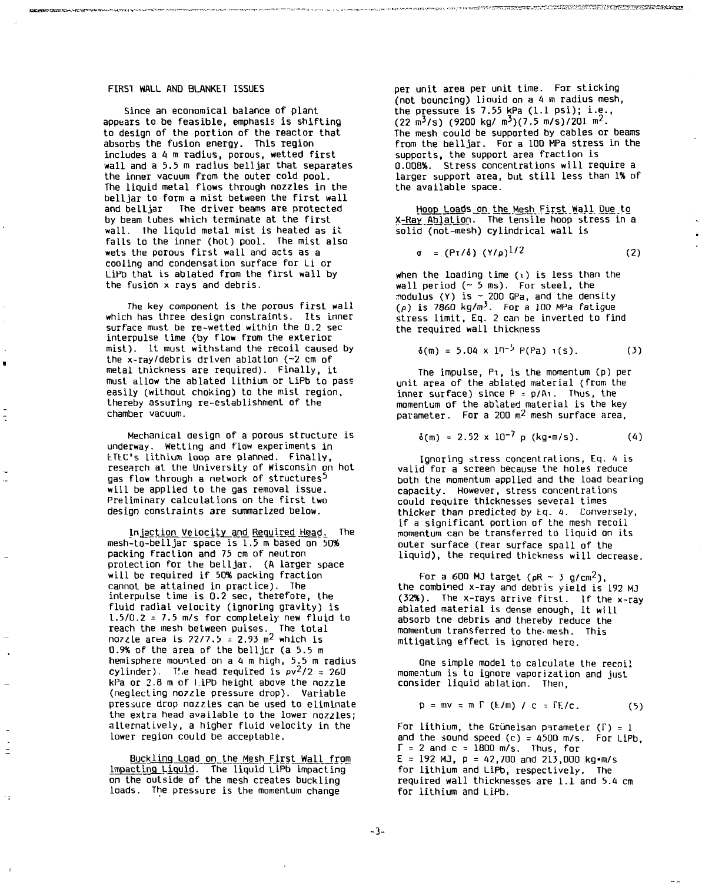FIRST WALL AND BLANKET ISSUES

Since an economical balance of plant appears to be feasible, emphasis is shifting to design of the portion of the reactor that absorbs the fusion energy. This region includes a 4 m radius, porous, wetted first wall and a 5.5 m radius belljar that separates the inner vacuum from the outer cold pool. The liquid metal flows through nozzles in the belljar to form a mist between the first wall and belljar. The driver beams are protected by beam tubes which terminate at the first wall. The liquid metal mist is heated as it falls to the inner (hot) pool. The mist also wets the porous first wall and acts as a cooling and condensation surface for Li or LiPb that is ablated from the first wall by the fusion x rays and debris.

The key component is the porous first wall which has three design constraints. Its inner surface must be re-wetted within the 0.2 sec interpulse time (by flow from the exterior mist). It must withstand the recoil caused by the x-ray/debris driven ablation (~2 cm of metal thickness are required). Finally, it must allow the ablated lithium or LiPb to pass easily (without choking) to the mist region, thereby assuring re-establishment of the chamber vacuum.

Mechanical design of a porous structure is underway. Wetting and flow experiments in ETEC's lithium loop are planned. Finally, research at the University of Wisconsin on hot gas flow through a network of structures[5] will be applied to the gas removal issue. Preliminary calculations on the first two design constraints are summarized below.

Injection Velocity and Required Head. The mesh-to-belljar space is 1.5 m based on 50% packing fraction and 75 cm of neutron protection for the belljar. (A larger space will be required if 50% packing fraction cannot be attained in practice). The interpulse time is 0.2 sec, therefore, the fluid radial velocity (ignoring gravity) is 1.5/0.2 = 7.5 m/s for completely new fluid to reach the mesh between pulses. The total nozzle area is 22/7.5 = 2.93 $m^2$ which is 0.9% of the area of the belljar (a 5.5 m hemisphere mounted on a 4 m high, 5.5 m radius cylinder). The head required is $\rho v^2/2$ = 260 kPa or 2.8 m of LiPb height above the nozzle (neglecting nozzle pressure drop). Variable pressure drop nozzles can be used to eliminate the extra head available to the lower nozzles; alternatively, a higher fluid velocity in the lower region could be acceptable.

Buckling Load on the Mesh First Wall from Impacting Liquid. The liquid LiPb impacting on the outside of the mesh creates buckling loads. The pressure is the momentum change per unit area per unit time. For sticking (not bouncing) liquid on a 4 m radius mesh, the pressure is 7.55 kPa (1.1 psi); i.e., (22 $m^3$/s) (9200 kg/ $m^3$)(7.5 m/s)/201 $m^2$. The mesh could be supported by cables or beams from the belljar. For a 100 MPa stress in the supports, the support area fraction is 0.008%. Stress concentrations will require a larger support area, but still less than 1% of the available space.

Hoop Loads on the Mesh First Wall Due to X-Ray Ablation. The tensile hoop stress in a solid (not-mesh) cylindrical wall is

$$\sigma = (P\tau/\delta)\,(Y/\rho)^{1/2} \qquad (2)$$

when the loading time ($\tau$) is less than the wall period (~ 5 ms). For steel, the modulus (Y) is ~ 200 GPa, and the density ($\rho$) is 7860 kg/$m^3$. For a 100 MPa fatigue stress limit, Eq. 2 can be inverted to find the required wall thickness

$$\delta(\mathrm{m}) = 5.04 \times 10^{-5}\, P(\mathrm{Pa})\, \tau(\mathrm{s}). \qquad (3)$$

The impulse, $P\tau$, is the momentum (p) per unit area of the ablated material (from the inner surface) since $P = p/A\tau$. Thus, the momentum of the ablated material is the key parameter. For a 200 $m^2$ mesh surface area,

$$\delta(\mathrm{m}) = 2.52 \times 10^{-7}\, p\,(\mathrm{kg{\cdot}m/s}). \qquad (4)$$

Ignoring stress concentrations, Eq. 4 is valid for a screen because the holes reduce both the momentum applied and the load bearing capacity. However, stress concentrations could require thicknesses several times thicker than predicted by Eq. 4. Conversely, if a significant portion of the mesh recoil momentum can be transferred to liquid on its outer surface (rear surface spall of the liquid), the required thickness will decrease.

For a 600 MJ target ($\rho R$ ~ 3 g/$cm^2$), the combined x-ray and debris yield is 192 MJ (32%). The x-rays arrive first. If the x-ray ablated material is dense enough, it will absorb the debris and thereby reduce the momentum transferred to the mesh. This mitigating effect is ignored here.

One simple model to calculate the recoil momentum is to ignore vaporization and just consider liquid ablation. Then,

$$p = mv = m\,\Gamma\,(E/m)\,/\,c = \Gamma E/c. \qquad (5)$$

For lithium, the Grüneisan parameter ($\Gamma$) = 1 and the sound speed (c) = 4500 m/s. For LiPb, $\Gamma$ = 2 and c = 1800 m/s. Thus, for E = 192 MJ, p = 42,700 and 213,000 kg·m/s for lithium and LiPb, respectively. The required wall thicknesses are 1.1 and 5.4 cm for lithium and LiPb.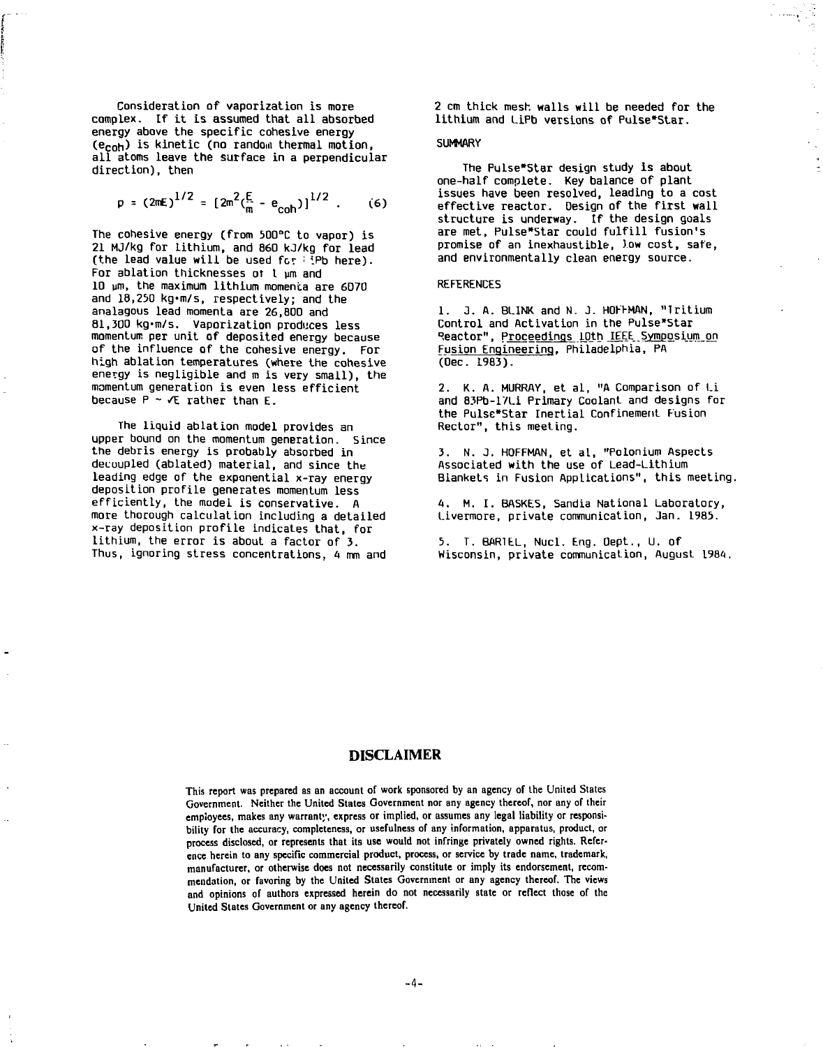Consideration of vaporization is more complex. If it is assumed that all absorbed energy above the specific cohesive energy ($e_{coh}$) is kinetic (no random thermal motion, all atoms leave the surface in a perpendicular direction), then

$$p = (2mE)^{1/2} = [2m^2(\frac{E}{m} - e_{coh})]^{1/2} \quad . \qquad (6)$$

The cohesive energy (from 500°C to vapor) is 21 MJ/kg for lithium, and 860 kJ/kg for lead (the lead value will be used for LiPb here). For ablation thicknesses of 1 μm and 10 μm, the maximum lithium momenta are 6070 and 18,250 kg·m/s, respectively; and the analagous lead momenta are 26,800 and 81,300 kg·m/s. Vaporization produces less momentum per unit of deposited energy because of the influence of the cohesive energy. For high ablation temperatures (where the cohesive energy is negligible and m is very small), the momentum generation is even less efficient because $P \sim \sqrt{E}$ rather than E.

The liquid ablation model provides an upper bound on the momentum generation. Since the debris energy is probably absorbed in decoupled (ablated) material, and since the leading edge of the exponential x-ray energy deposition profile generates momentum less efficiently, the model is conservative. A more thorough calculation including a detailed x-ray deposition profile indicates that, for lithium, the error is about a factor of 3. Thus, ignoring stress concentrations, 4 mm and 2 cm thick mesh walls will be needed for the lithium and LiPb versions of Pulse*Star.

## SUMMARY

The Pulse*Star design study is about one-half complete. Key balance of plant issues have been resolved, leading to a cost effective reactor. Design of the first wall structure is underway. If the design goals are met, Pulse*Star could fulfill fusion's promise of an inexhaustible, low cost, safe, and environmentally clean energy source.

## REFERENCES

1. J. A. BLINK and N. J. HOFFMAN, "Tritium Control and Activation in the Pulse*Star Reactor", Proceedings 10th IEEE Symposium on Fusion Engineering, Philadelphia, PA (Dec. 1983).

2. K. A. MURRAY, et al, "A Comparison of Li and 83Pb-17Li Primary Coolant and designs for the Pulse*Star Inertial Confinement Fusion Rector", this meeting.

3. N. J. HOFFMAN, et al, "Polonium Aspects Associated with the use of Lead-Lithium Blankets in Fusion Applications", this meeting.

4. M. I. BASKES, Sandia National Laboratory, Livermore, private communication, Jan. 1985.

5. T. BARTEL, Nucl. Eng. Dept., U. of Wisconsin, private communication, August 1984.

## DISCLAIMER

This report was prepared as an account of work sponsored by an agency of the United States Government. Neither the United States Government nor any agency thereof, nor any of their employees, makes any warranty, express or implied, or assumes any legal liability or responsibility for the accuracy, completeness, or usefulness of any information, apparatus, product, or process disclosed, or represents that its use would not infringe privately owned rights. Reference herein to any specific commercial product, process, or service by trade name, trademark, manufacturer, or otherwise does not necessarily constitute or imply its endorsement, recommendation, or favoring by the United States Government or any agency thereof. The views and opinions of authors expressed herein do not necessarily state or reflect those of the United States Government or any agency thereof.